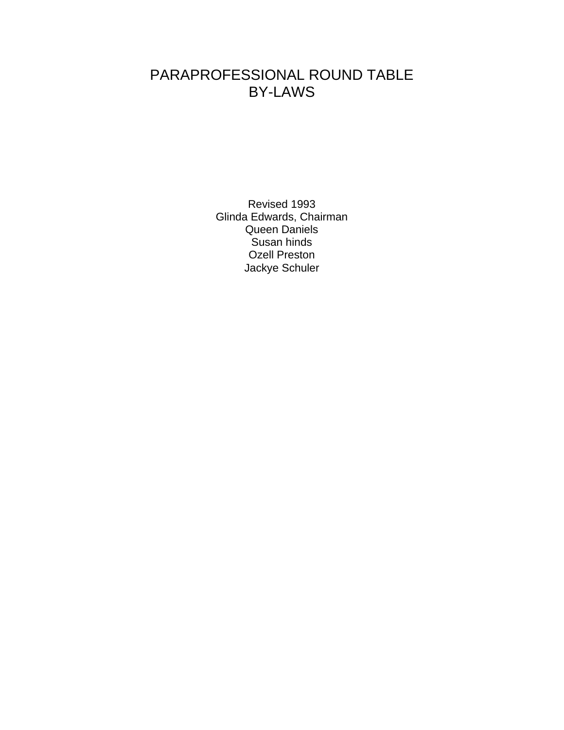# PARAPROFESSIONAL ROUND TABLE
# BY-LAWS

Revised 1993
Glinda Edwards, Chairman
Queen Daniels
Susan hinds
Ozell Preston
Jackye Schuler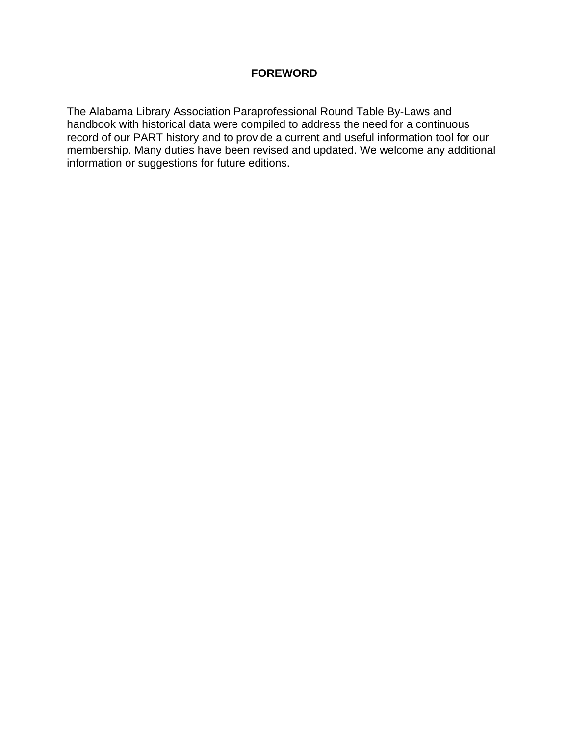# FOREWORD

The Alabama Library Association Paraprofessional Round Table By-Laws and handbook with historical data were compiled to address the need for a continuous record of our PART history and to provide a current and useful information tool for our membership. Many duties have been revised and updated. We welcome any additional information or suggestions for future editions.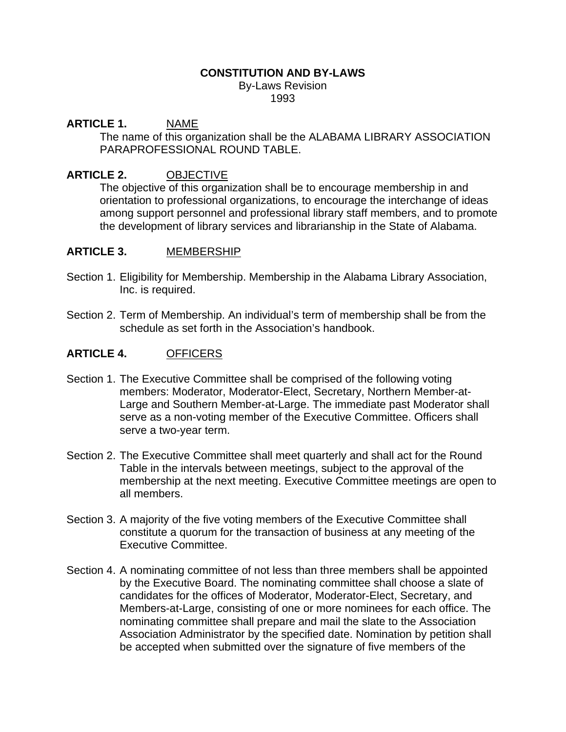**CONSTITUTION AND BY-LAWS**
By-Laws Revision
1993

**ARTICLE 1.** NAME

The name of this organization shall be the ALABAMA LIBRARY ASSOCIATION PARAPROFESSIONAL ROUND TABLE.

**ARTICLE 2.** OBJECTIVE

The objective of this organization shall be to encourage membership in and orientation to professional organizations, to encourage the interchange of ideas among support personnel and professional library staff members, and to promote the development of library services and librarianship in the State of Alabama.

**ARTICLE 3.** MEMBERSHIP

Section 1. Eligibility for Membership. Membership in the Alabama Library Association, Inc. is required.

Section 2. Term of Membership. An individual's term of membership shall be from the schedule as set forth in the Association's handbook.

**ARTICLE 4.** OFFICERS

Section 1. The Executive Committee shall be comprised of the following voting members: Moderator, Moderator-Elect, Secretary, Northern Member-at-Large and Southern Member-at-Large. The immediate past Moderator shall serve as a non-voting member of the Executive Committee. Officers shall serve a two-year term.

Section 2. The Executive Committee shall meet quarterly and shall act for the Round Table in the intervals between meetings, subject to the approval of the membership at the next meeting. Executive Committee meetings are open to all members.

Section 3. A majority of the five voting members of the Executive Committee shall constitute a quorum for the transaction of business at any meeting of the Executive Committee.

Section 4. A nominating committee of not less than three members shall be appointed by the Executive Board. The nominating committee shall choose a slate of candidates for the offices of Moderator, Moderator-Elect, Secretary, and Members-at-Large, consisting of one or more nominees for each office. The nominating committee shall prepare and mail the slate to the Association Association Administrator by the specified date. Nomination by petition shall be accepted when submitted over the signature of five members of the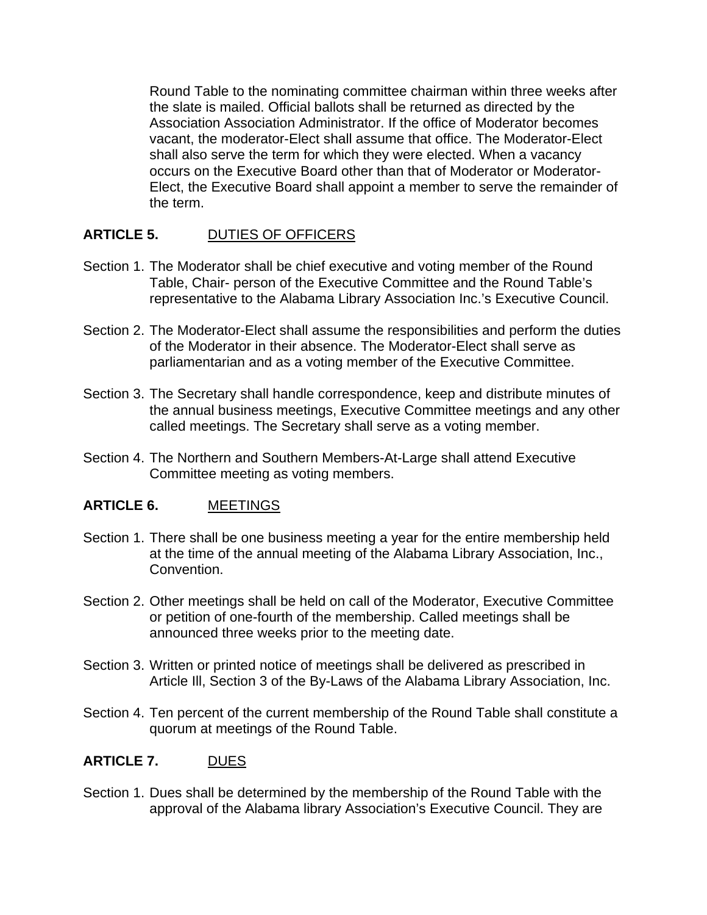Round Table to the nominating committee chairman within three weeks after the slate is mailed. Official ballots shall be returned as directed by the Association Association Administrator. If the office of Moderator becomes vacant, the moderator-Elect shall assume that office. The Moderator-Elect shall also serve the term for which they were elected. When a vacancy occurs on the Executive Board other than that of Moderator or Moderator-Elect, the Executive Board shall appoint a member to serve the remainder of the term.

## ARTICLE 5. DUTIES OF OFFICERS

Section 1. The Moderator shall be chief executive and voting member of the Round Table, Chair- person of the Executive Committee and the Round Table's representative to the Alabama Library Association Inc.'s Executive Council.

Section 2. The Moderator-Elect shall assume the responsibilities and perform the duties of the Moderator in their absence. The Moderator-Elect shall serve as parliamentarian and as a voting member of the Executive Committee.

Section 3. The Secretary shall handle correspondence, keep and distribute minutes of the annual business meetings, Executive Committee meetings and any other called meetings. The Secretary shall serve as a voting member.

Section 4. The Northern and Southern Members-At-Large shall attend Executive Committee meeting as voting members.

## ARTICLE 6. MEETINGS

Section 1. There shall be one business meeting a year for the entire membership held at the time of the annual meeting of the Alabama Library Association, Inc., Convention.

Section 2. Other meetings shall be held on call of the Moderator, Executive Committee or petition of one-fourth of the membership. Called meetings shall be announced three weeks prior to the meeting date.

Section 3. Written or printed notice of meetings shall be delivered as prescribed in Article Ill, Section 3 of the By-Laws of the Alabama Library Association, Inc.

Section 4. Ten percent of the current membership of the Round Table shall constitute a quorum at meetings of the Round Table.

## ARTICLE 7. DUES

Section 1. Dues shall be determined by the membership of the Round Table with the approval of the Alabama library Association's Executive Council. They are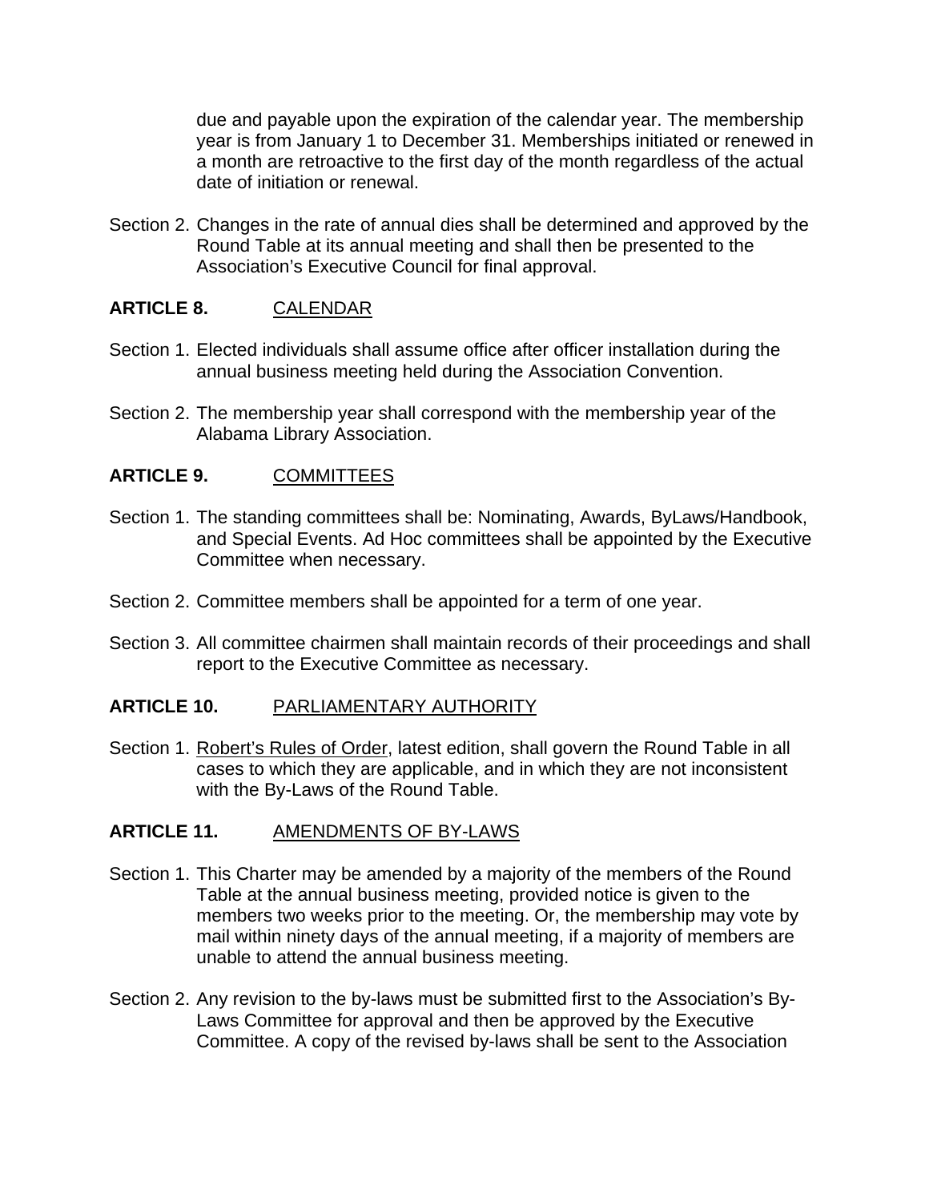due and payable upon the expiration of the calendar year. The membership year is from January 1 to December 31. Memberships initiated or renewed in a month are retroactive to the first day of the month regardless of the actual date of initiation or renewal.

Section 2. Changes in the rate of annual dies shall be determined and approved by the Round Table at its annual meeting and shall then be presented to the Association's Executive Council for final approval.

## ARTICLE 8. CALENDAR

Section 1. Elected individuals shall assume office after officer installation during the annual business meeting held during the Association Convention.

Section 2. The membership year shall correspond with the membership year of the Alabama Library Association.

## ARTICLE 9. COMMITTEES

Section 1. The standing committees shall be: Nominating, Awards, ByLaws/Handbook, and Special Events. Ad Hoc committees shall be appointed by the Executive Committee when necessary.

Section 2. Committee members shall be appointed for a term of one year.

Section 3. All committee chairmen shall maintain records of their proceedings and shall report to the Executive Committee as necessary.

## ARTICLE 10. PARLIAMENTARY AUTHORITY

Section 1. Robert's Rules of Order, latest edition, shall govern the Round Table in all cases to which they are applicable, and in which they are not inconsistent with the By-Laws of the Round Table.

## ARTICLE 11. AMENDMENTS OF BY-LAWS

Section 1. This Charter may be amended by a majority of the members of the Round Table at the annual business meeting, provided notice is given to the members two weeks prior to the meeting. Or, the membership may vote by mail within ninety days of the annual meeting, if a majority of members are unable to attend the annual business meeting.

Section 2. Any revision to the by-laws must be submitted first to the Association's By-Laws Committee for approval and then be approved by the Executive Committee. A copy of the revised by-laws shall be sent to the Association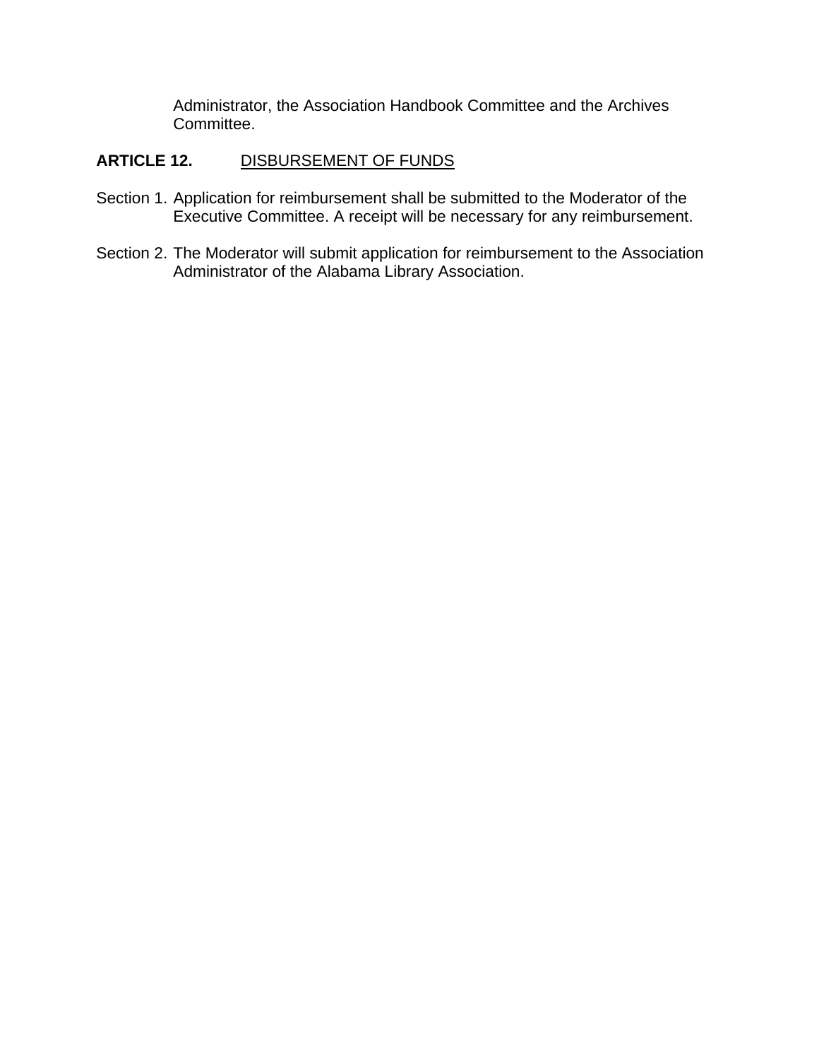Administrator, the Association Handbook Committee and the Archives Committee.

**ARTICLE 12.** <u>DISBURSEMENT OF FUNDS</u>

Section 1. Application for reimbursement shall be submitted to the Moderator of the Executive Committee. A receipt will be necessary for any reimbursement.

Section 2. The Moderator will submit application for reimbursement to the Association Administrator of the Alabama Library Association.